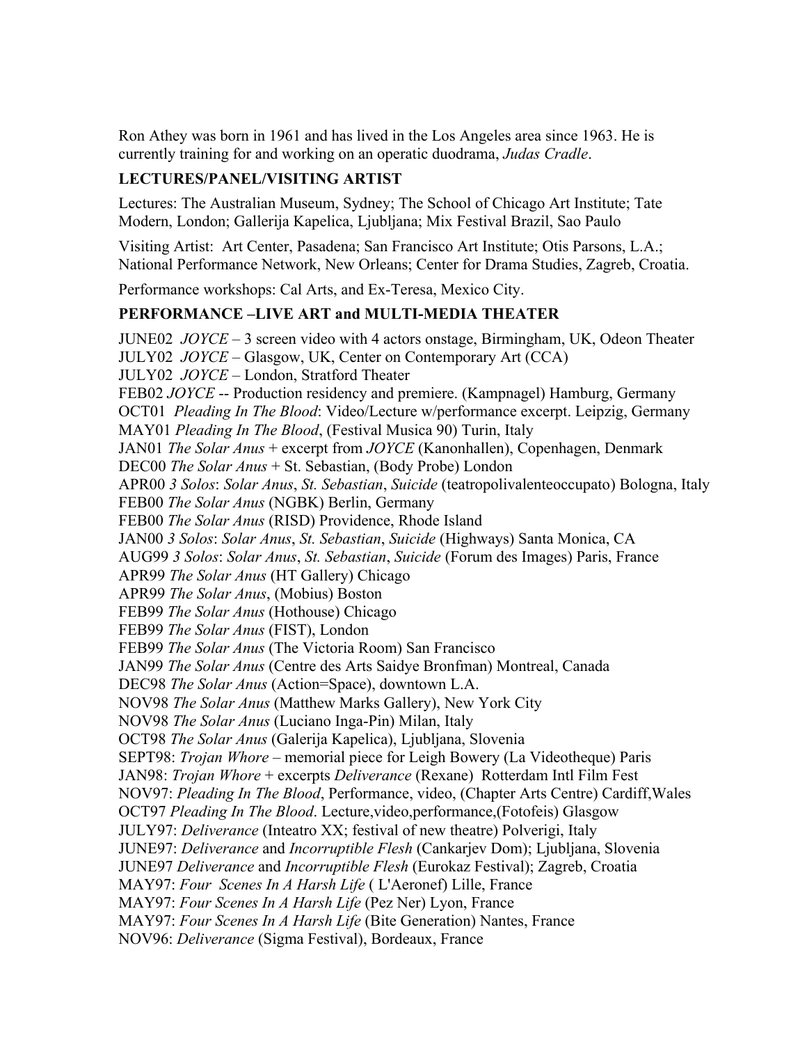Ron Athey was born in 1961 and has lived in the Los Angeles area since 1963. He is currently training for and working on an operatic duodrama, *Judas Cradle*.

**LECTURES/PANEL/VISITING ARTIST**

Lectures: The Australian Museum, Sydney; The School of Chicago Art Institute; Tate Modern, London; Gallerija Kapelica, Ljubljana; Mix Festival Brazil, Sao Paulo

Visiting Artist: Art Center, Pasadena; San Francisco Art Institute; Otis Parsons, L.A.; National Performance Network, New Orleans; Center for Drama Studies, Zagreb, Croatia.

Performance workshops: Cal Arts, and Ex-Teresa, Mexico City.

**PERFORMANCE –LIVE ART and MULTI-MEDIA THEATER**

JUNE02 *JOYCE* – 3 screen video with 4 actors onstage, Birmingham, UK, Odeon Theater
JULY02 *JOYCE* – Glasgow, UK, Center on Contemporary Art (CCA)
JULY02 *JOYCE* – London, Stratford Theater
FEB02 *JOYCE* -- Production residency and premiere. (Kampnagel) Hamburg, Germany
OCT01 *Pleading In The Blood*: Video/Lecture w/performance excerpt. Leipzig, Germany
MAY01 *Pleading In The Blood*, (Festival Musica 90) Turin, Italy
JAN01 *The Solar Anus* + excerpt from *JOYCE* (Kanonhallen), Copenhagen, Denmark
DEC00 *The Solar Anus* + St. Sebastian, (Body Probe) London
APR00 *3 Solos*: *Solar Anus*, *St. Sebastian*, *Suicide* (teatropolivalenteoccupato) Bologna, Italy
FEB00 *The Solar Anus* (NGBK) Berlin, Germany
FEB00 *The Solar Anus* (RISD) Providence, Rhode Island
JAN00 *3 Solos*: *Solar Anus*, *St. Sebastian*, *Suicide* (Highways) Santa Monica, CA
AUG99 *3 Solos*: *Solar Anus*, *St. Sebastian*, *Suicide* (Forum des Images) Paris, France
APR99 *The Solar Anus* (HT Gallery) Chicago
APR99 *The Solar Anus*, (Mobius) Boston
FEB99 *The Solar Anus* (Hothouse) Chicago
FEB99 *The Solar Anus* (FIST), London
FEB99 *The Solar Anus* (The Victoria Room) San Francisco
JAN99 *The Solar Anus* (Centre des Arts Saidye Bronfman) Montreal, Canada
DEC98 *The Solar Anus* (Action=Space), downtown L.A.
NOV98 *The Solar Anus* (Matthew Marks Gallery), New York City
NOV98 *The Solar Anus* (Luciano Inga-Pin) Milan, Italy
OCT98 *The Solar Anus* (Galerija Kapelica), Ljubljana, Slovenia
SEPT98: *Trojan Whore* – memorial piece for Leigh Bowery (La Videotheque) Paris
JAN98: *Trojan Whore* + excerpts *Deliverance* (Rexane) Rotterdam Intl Film Fest
NOV97: *Pleading In The Blood*, Performance, video, (Chapter Arts Centre) Cardiff,Wales
OCT97 *Pleading In The Blood*. Lecture,video,performance,(Fotofeis) Glasgow
JULY97: *Deliverance* (Inteatro XX; festival of new theatre) Polverigi, Italy
JUNE97: *Deliverance* and *Incorruptible Flesh* (Cankarjev Dom); Ljubljana, Slovenia
JUNE97 *Deliverance* and *Incorruptible Flesh* (Eurokaz Festival); Zagreb, Croatia
MAY97: *Four Scenes In A Harsh Life* ( L'Aeronef) Lille, France
MAY97: *Four Scenes In A Harsh Life* (Pez Ner) Lyon, France
MAY97: *Four Scenes In A Harsh Life* (Bite Generation) Nantes, France
NOV96: *Deliverance* (Sigma Festival), Bordeaux, France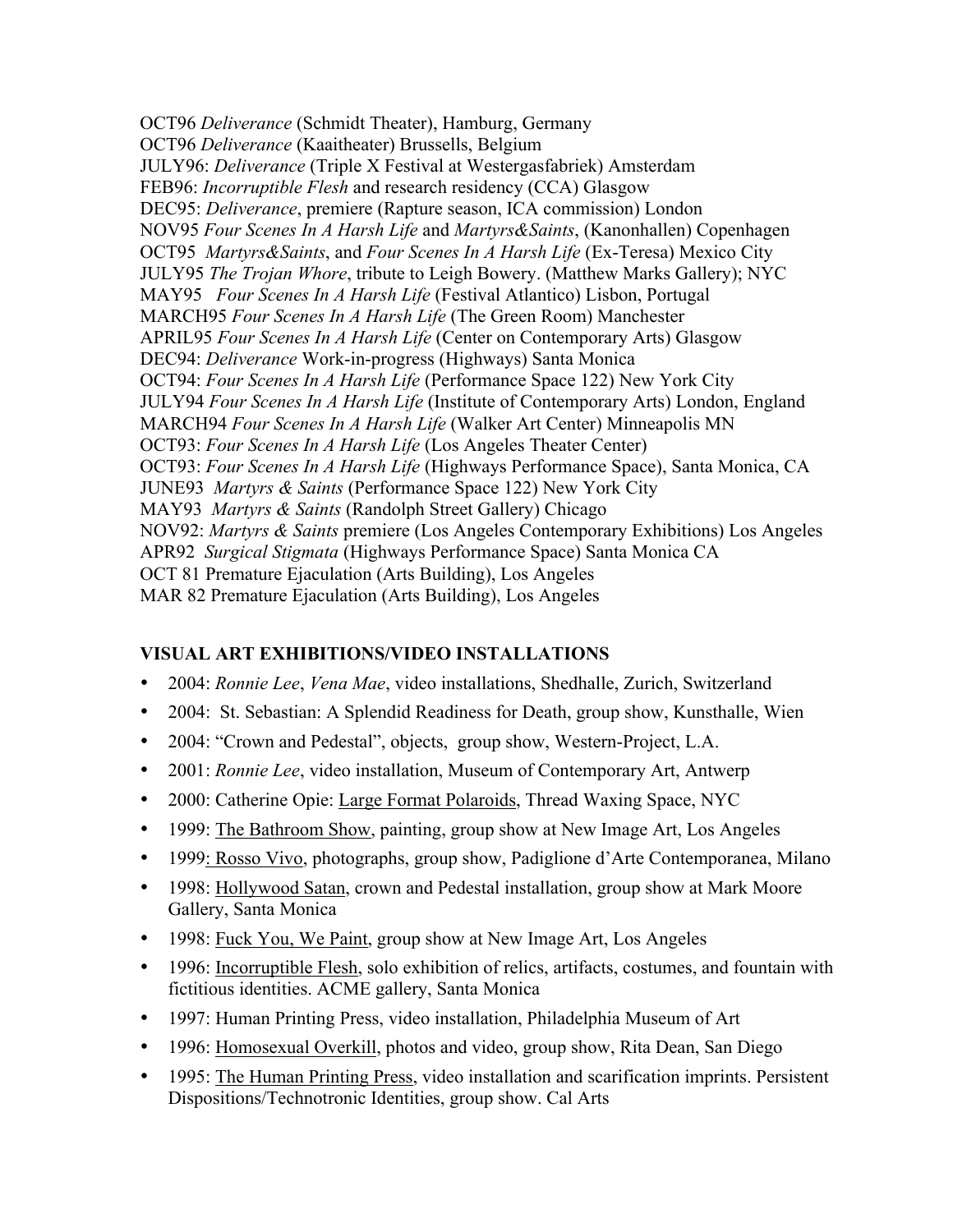OCT96 *Deliverance* (Schmidt Theater), Hamburg, Germany
OCT96 *Deliverance* (Kaaitheater) Brussells, Belgium
JULY96: *Deliverance* (Triple X Festival at Westergasfabriek) Amsterdam
FEB96: *Incorruptible Flesh* and research residency (CCA) Glasgow
DEC95: *Deliverance*, premiere (Rapture season, ICA commission) London
NOV95 *Four Scenes In A Harsh Life* and *Martyrs&Saints*, (Kanonhallen) Copenhagen
OCT95 *Martyrs&Saints*, and *Four Scenes In A Harsh Life* (Ex-Teresa) Mexico City
JULY95 *The Trojan Whore*, tribute to Leigh Bowery. (Matthew Marks Gallery); NYC
MAY95 *Four Scenes In A Harsh Life* (Festival Atlantico) Lisbon, Portugal
MARCH95 *Four Scenes In A Harsh Life* (The Green Room) Manchester
APRIL95 *Four Scenes In A Harsh Life* (Center on Contemporary Arts) Glasgow
DEC94: *Deliverance* Work-in-progress (Highways) Santa Monica
OCT94: *Four Scenes In A Harsh Life* (Performance Space 122) New York City
JULY94 *Four Scenes In A Harsh Life* (Institute of Contemporary Arts) London, England
MARCH94 *Four Scenes In A Harsh Life* (Walker Art Center) Minneapolis MN
OCT93: *Four Scenes In A Harsh Life* (Los Angeles Theater Center)
OCT93: *Four Scenes In A Harsh Life* (Highways Performance Space), Santa Monica, CA
JUNE93 *Martyrs & Saints* (Performance Space 122) New York City
MAY93 *Martyrs & Saints* (Randolph Street Gallery) Chicago
NOV92: *Martyrs & Saints* premiere (Los Angeles Contemporary Exhibitions) Los Angeles
APR92 *Surgical Stigmata* (Highways Performance Space) Santa Monica CA
OCT 81 Premature Ejaculation (Arts Building), Los Angeles
MAR 82 Premature Ejaculation (Arts Building), Los Angeles

**VISUAL ART EXHIBITIONS/VIDEO INSTALLATIONS**

- 2004: *Ronnie Lee*, *Vena Mae*, video installations, Shedhalle, Zurich, Switzerland
- 2004: St. Sebastian: A Splendid Readiness for Death, group show, Kunsthalle, Wien
- 2004: "Crown and Pedestal", objects, group show, Western-Project, L.A.
- 2001: *Ronnie Lee*, video installation, Museum of Contemporary Art, Antwerp
- 2000: Catherine Opie: Large Format Polaroids, Thread Waxing Space, NYC
- 1999: The Bathroom Show, painting, group show at New Image Art, Los Angeles
- 1999: Rosso Vivo, photographs, group show, Padiglione d'Arte Contemporanea, Milano
- 1998: Hollywood Satan, crown and Pedestal installation, group show at Mark Moore Gallery, Santa Monica
- 1998: Fuck You, We Paint, group show at New Image Art, Los Angeles
- 1996: Incorruptible Flesh, solo exhibition of relics, artifacts, costumes, and fountain with fictitious identities. ACME gallery, Santa Monica
- 1997: Human Printing Press, video installation, Philadelphia Museum of Art
- 1996: Homosexual Overkill, photos and video, group show, Rita Dean, San Diego
- 1995: The Human Printing Press, video installation and scarification imprints. Persistent Dispositions/Technotronic Identities, group show. Cal Arts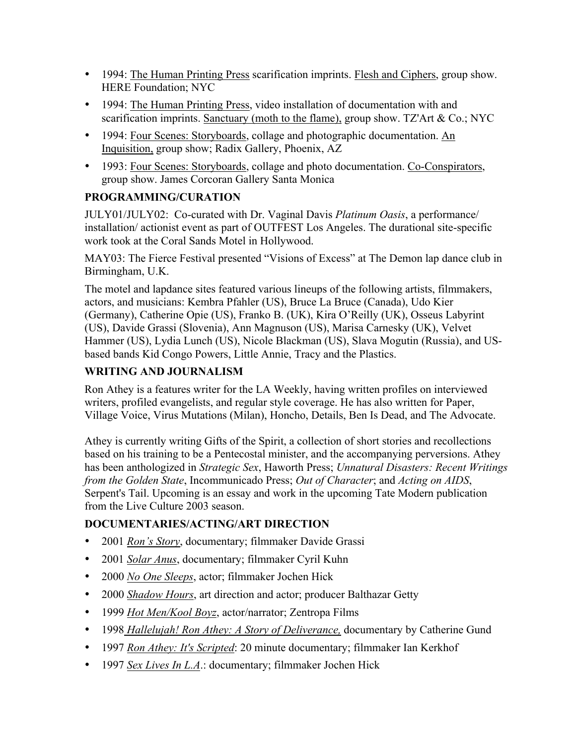- 1994: <u>The Human Printing Press</u> scarification imprints. <u>Flesh and Ciphers</u>, group show. HERE Foundation; NYC
- 1994: <u>The Human Printing Press</u>, video installation of documentation with and scarification imprints. <u>Sanctuary (moth to the flame),</u> group show. TZ'Art & Co.; NYC
- 1994: <u>Four Scenes: Storyboards</u>, collage and photographic documentation. <u>An Inquisition,</u> group show; Radix Gallery, Phoenix, AZ
- 1993: <u>Four Scenes: Storyboards</u>, collage and photo documentation. <u>Co-Conspirators</u>, group show. James Corcoran Gallery Santa Monica

**PROGRAMMING/CURATION**

JULY01/JULY02: Co-curated with Dr. Vaginal Davis *Platinum Oasis*, a performance/ installation/ actionist event as part of OUTFEST Los Angeles. The durational site-specific work took at the Coral Sands Motel in Hollywood.

MAY03: The Fierce Festival presented "Visions of Excess" at The Demon lap dance club in Birmingham, U.K.

The motel and lapdance sites featured various lineups of the following artists, filmmakers, actors, and musicians: Kembra Pfahler (US), Bruce La Bruce (Canada), Udo Kier (Germany), Catherine Opie (US), Franko B. (UK), Kira O'Reilly (UK), Osseus Labyrint (US), Davide Grassi (Slovenia), Ann Magnuson (US), Marisa Carnesky (UK), Velvet Hammer (US), Lydia Lunch (US), Nicole Blackman (US), Slava Mogutin (Russia), and US-based bands Kid Congo Powers, Little Annie, Tracy and the Plastics.

**WRITING AND JOURNALISM**

Ron Athey is a features writer for the LA Weekly, having written profiles on interviewed writers, profiled evangelists, and regular style coverage. He has also written for Paper, Village Voice, Virus Mutations (Milan), Honcho, Details, Ben Is Dead, and The Advocate.

Athey is currently writing Gifts of the Spirit, a collection of short stories and recollections based on his training to be a Pentecostal minister, and the accompanying perversions. Athey has been anthologized in *Strategic Sex*, Haworth Press; *Unnatural Disasters: Recent Writings from the Golden State*, Incommunicado Press; *Out of Character*; and *Acting on AIDS*, Serpent's Tail. Upcoming is an essay and work in the upcoming Tate Modern publication from the Live Culture 2003 season.

**DOCUMENTARIES/ACTING/ART DIRECTION**

- 2001 <u>*Ron's Story*</u>, documentary; filmmaker Davide Grassi
- 2001 <u>*Solar Anus*</u>, documentary; filmmaker Cyril Kuhn
- 2000 <u>*No One Sleeps*</u>, actor; filmmaker Jochen Hick
- 2000 <u>*Shadow Hours*</u>, art direction and actor; producer Balthazar Getty
- 1999 <u>*Hot Men/Kool Boyz*</u>, actor/narrator; Zentropa Films
- 1998 <u>*Hallelujah! Ron Athey: A Story of Deliverance,*</u> documentary by Catherine Gund
- 1997 <u>*Ron Athey: It's Scripted*</u>: 20 minute documentary; filmmaker Ian Kerkhof
- 1997 <u>*Sex Lives In L.A.*</u>: documentary; filmmaker Jochen Hick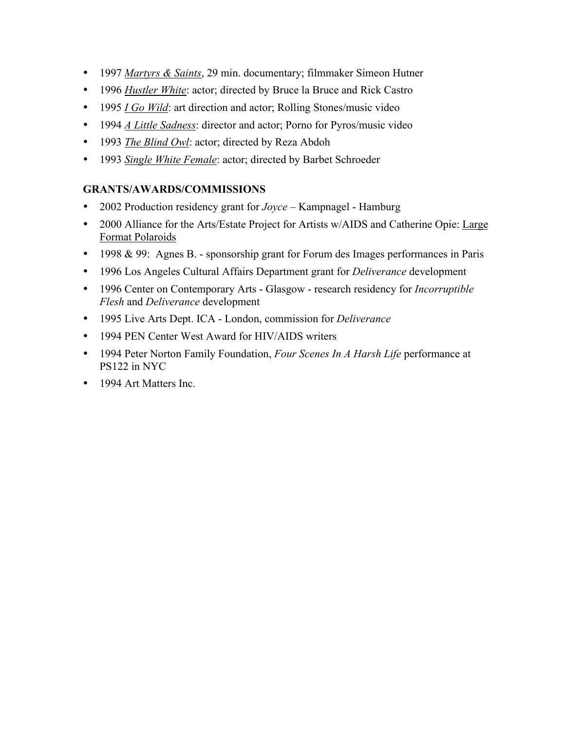- 1997 <u>*Martyrs & Saints*</u>, 29 min. documentary; filmmaker Simeon Hutner
- 1996 <u>*Hustler White*</u>: actor; directed by Bruce la Bruce and Rick Castro
- 1995 <u>*I Go Wild*</u>: art direction and actor; Rolling Stones/music video
- 1994 <u>*A Little Sadness*</u>: director and actor; Porno for Pyros/music video
- 1993 <u>*The Blind Owl*</u>: actor; directed by Reza Abdoh
- 1993 <u>*Single White Female*</u>: actor; directed by Barbet Schroeder

**GRANTS/AWARDS/COMMISSIONS**

- 2002 Production residency grant for *Joyce* – Kampnagel - Hamburg
- 2000 Alliance for the Arts/Estate Project for Artists w/AIDS and Catherine Opie: <u>Large Format Polaroids</u>
- 1998 & 99: Agnes B. - sponsorship grant for Forum des Images performances in Paris
- 1996 Los Angeles Cultural Affairs Department grant for *Deliverance* development
- 1996 Center on Contemporary Arts - Glasgow - research residency for *Incorruptible Flesh* and *Deliverance* development
- 1995 Live Arts Dept. ICA - London, commission for *Deliverance*
- 1994 PEN Center West Award for HIV/AIDS writers
- 1994 Peter Norton Family Foundation, *Four Scenes In A Harsh Life* performance at PS122 in NYC
- 1994 Art Matters Inc.